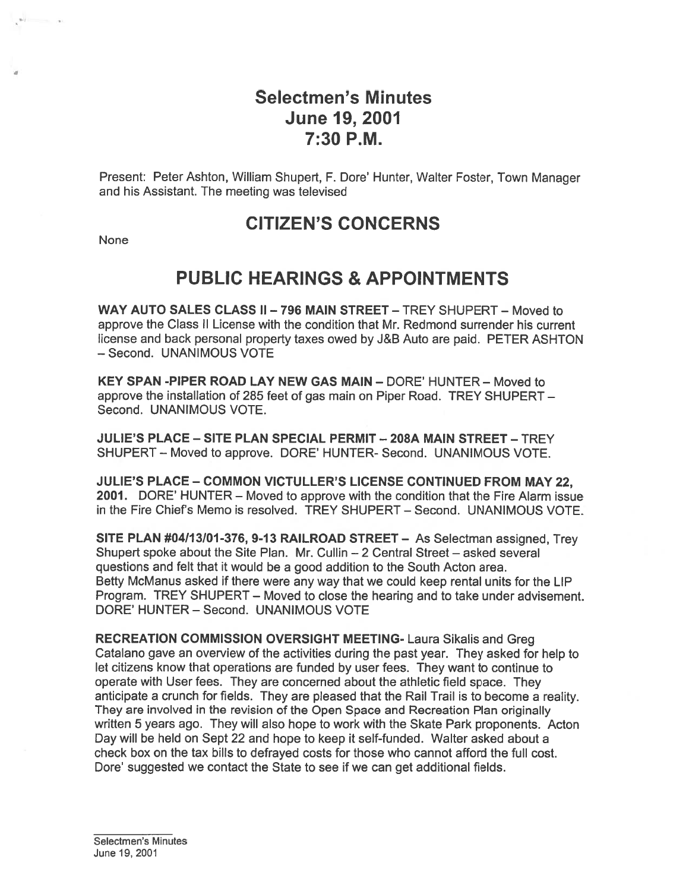# Selectmen's Minutes
# June 19, 2001
# 7:30 P.M.

Present: Peter Ashton, William Shupert, F. Dore' Hunter, Walter Foster, Town Manager and his Assistant. The meeting was televised

## CITIZEN'S CONCERNS

None

## PUBLIC HEARINGS & APPOINTMENTS

**WAY AUTO SALES CLASS II – 796 MAIN STREET** – TREY SHUPERT – Moved to approve the Class II License with the condition that Mr. Redmond surrender his current license and back personal property taxes owed by J&B Auto are paid. PETER ASHTON – Second. UNANIMOUS VOTE

**KEY SPAN -PIPER ROAD LAY NEW GAS MAIN** – DORE' HUNTER – Moved to approve the installation of 285 feet of gas main on Piper Road. TREY SHUPERT – Second. UNANIMOUS VOTE.

**JULIE'S PLACE – SITE PLAN SPECIAL PERMIT – 208A MAIN STREET** – TREY SHUPERT – Moved to approve. DORE' HUNTER- Second. UNANIMOUS VOTE.

**JULIE'S PLACE – COMMON VICTULLER'S LICENSE CONTINUED FROM MAY 22, 2001.** DORE' HUNTER – Moved to approve with the condition that the Fire Alarm issue in the Fire Chief's Memo is resolved. TREY SHUPERT – Second. UNANIMOUS VOTE.

**SITE PLAN #04/13/01-376, 9-13 RAILROAD STREET** – As Selectman assigned, Trey Shupert spoke about the Site Plan. Mr. Cullin – 2 Central Street – asked several questions and felt that it would be a good addition to the South Acton area. Betty McManus asked if there were any way that we could keep rental units for the LIP Program. TREY SHUPERT – Moved to close the hearing and to take under advisement. DORE' HUNTER – Second. UNANIMOUS VOTE

**RECREATION COMMISSION OVERSIGHT MEETING**- Laura Sikalis and Greg Catalano gave an overview of the activities during the past year. They asked for help to let citizens know that operations are funded by user fees. They want to continue to operate with User fees. They are concerned about the athletic field space. They anticipate a crunch for fields. They are pleased that the Rail Trail is to become a reality. They are involved in the revision of the Open Space and Recreation Plan originally written 5 years ago. They will also hope to work with the Skate Park proponents. Acton Day will be held on Sept 22 and hope to keep it self-funded. Walter asked about a check box on the tax bills to defrayed costs for those who cannot afford the full cost. Dore' suggested we contact the State to see if we can get additional fields.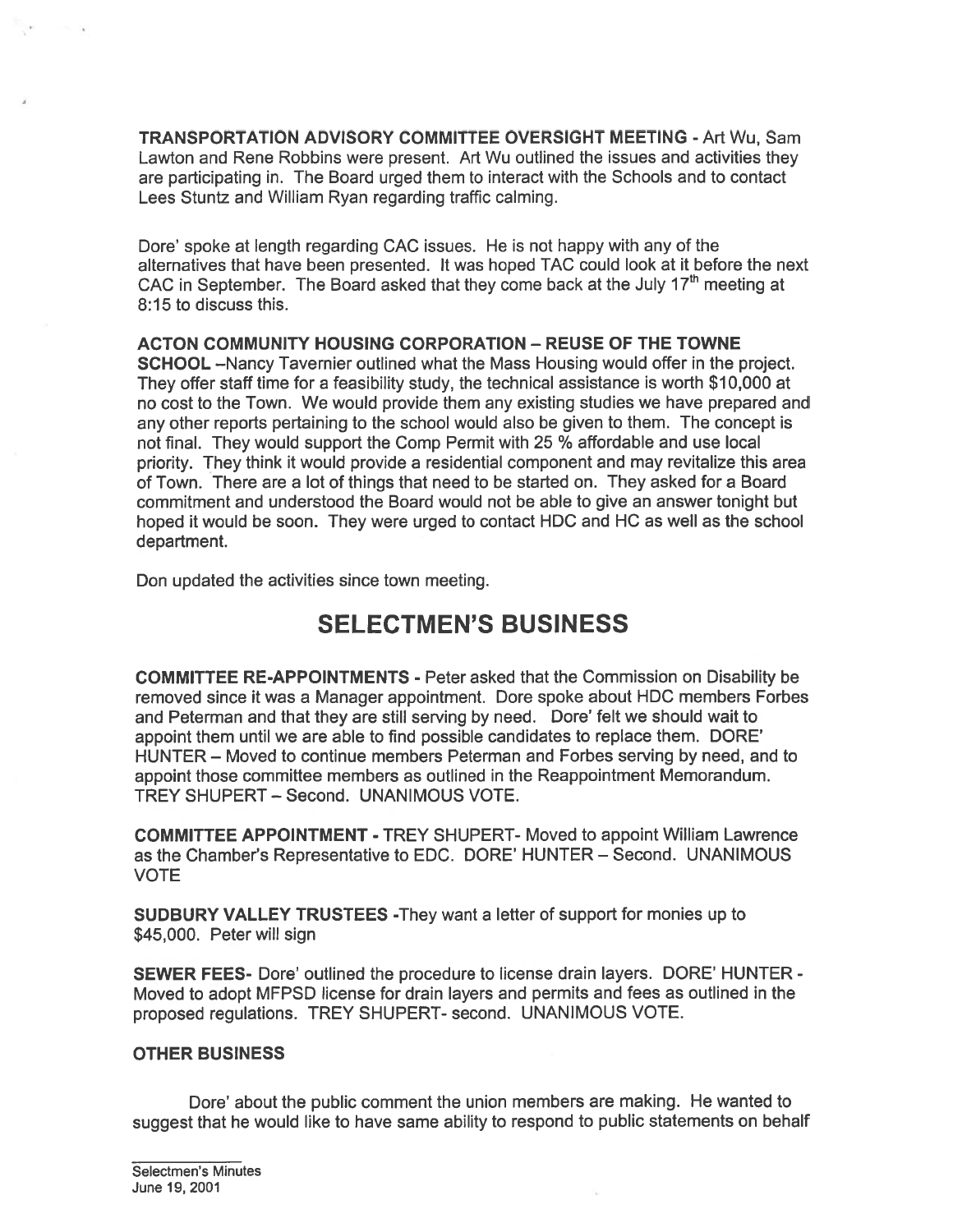**TRANSPORTATION ADVISORY COMMITTEE OVERSIGHT MEETING** - Art Wu, Sam Lawton and Rene Robbins were present. Art Wu outlined the issues and activities they are participating in. The Board urged them to interact with the Schools and to contact Lees Stuntz and William Ryan regarding traffic calming.

Dore' spoke at length regarding CAC issues. He is not happy with any of the alternatives that have been presented. It was hoped TAC could look at it before the next CAC in September. The Board asked that they come back at the July 17th meeting at 8:15 to discuss this.

**ACTON COMMUNITY HOUSING CORPORATION – REUSE OF THE TOWNE SCHOOL** –Nancy Tavernier outlined what the Mass Housing would offer in the project. They offer staff time for a feasibility study, the technical assistance is worth $10,000 at no cost to the Town. We would provide them any existing studies we have prepared and any other reports pertaining to the school would also be given to them. The concept is not final. They would support the Comp Permit with 25 % affordable and use local priority. They think it would provide a residential component and may revitalize this area of Town. There are a lot of things that need to be started on. They asked for a Board commitment and understood the Board would not be able to give an answer tonight but hoped it would be soon. They were urged to contact HDC and HC as well as the school department.

Don updated the activities since town meeting.

# SELECTMEN'S BUSINESS

**COMMITTEE RE-APPOINTMENTS** - Peter asked that the Commission on Disability be removed since it was a Manager appointment. Dore spoke about HDC members Forbes and Peterman and that they are still serving by need. Dore' felt we should wait to appoint them until we are able to find possible candidates to replace them. DORE' HUNTER – Moved to continue members Peterman and Forbes serving by need, and to appoint those committee members as outlined in the Reappointment Memorandum. TREY SHUPERT – Second. UNANIMOUS VOTE.

**COMMITTEE APPOINTMENT** - TREY SHUPERT- Moved to appoint William Lawrence as the Chamber's Representative to EDC. DORE' HUNTER – Second. UNANIMOUS VOTE

**SUDBURY VALLEY TRUSTEES** -They want a letter of support for monies up to $45,000. Peter will sign

**SEWER FEES**- Dore' outlined the procedure to license drain layers. DORE' HUNTER - Moved to adopt MFPSD license for drain layers and permits and fees as outlined in the proposed regulations. TREY SHUPERT- second. UNANIMOUS VOTE.

**OTHER BUSINESS**

Dore' about the public comment the union members are making. He wanted to suggest that he would like to have same ability to respond to public statements on behalf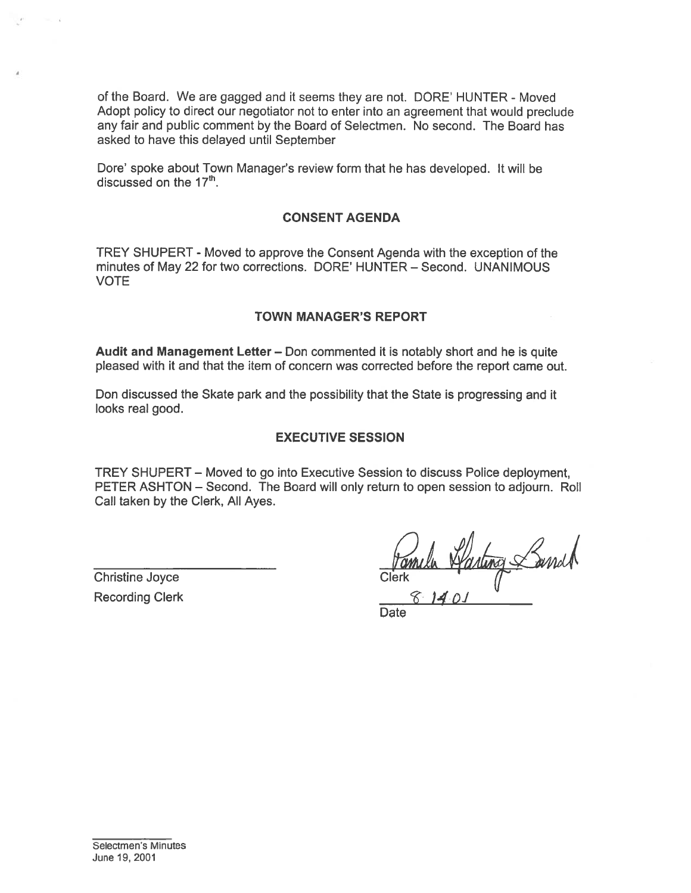of the Board. We are gagged and it seems they are not. DORE' HUNTER - Moved Adopt policy to direct our negotiator not to enter into an agreement that would preclude any fair and public comment by the Board of Selectmen. No second. The Board has asked to have this delayed until September

Dore' spoke about Town Manager's review form that he has developed. It will be discussed on the 17th.

## CONSENT AGENDA

TREY SHUPERT - Moved to approve the Consent Agenda with the exception of the minutes of May 22 for two corrections. DORE' HUNTER – Second. UNANIMOUS VOTE

## TOWN MANAGER'S REPORT

**Audit and Management Letter** – Don commented it is notably short and he is quite pleased with it and that the item of concern was corrected before the report came out.

Don discussed the Skate park and the possibility that the State is progressing and it looks real good.

## EXECUTIVE SESSION

TREY SHUPERT – Moved to go into Executive Session to discuss Police deployment, PETER ASHTON – Second. The Board will only return to open session to adjourn. Roll Call taken by the Clerk, All Ayes.

Christine Joyce
Recording Clerk

Pamela Harting-Barrett
Clerk

8.14.01
Date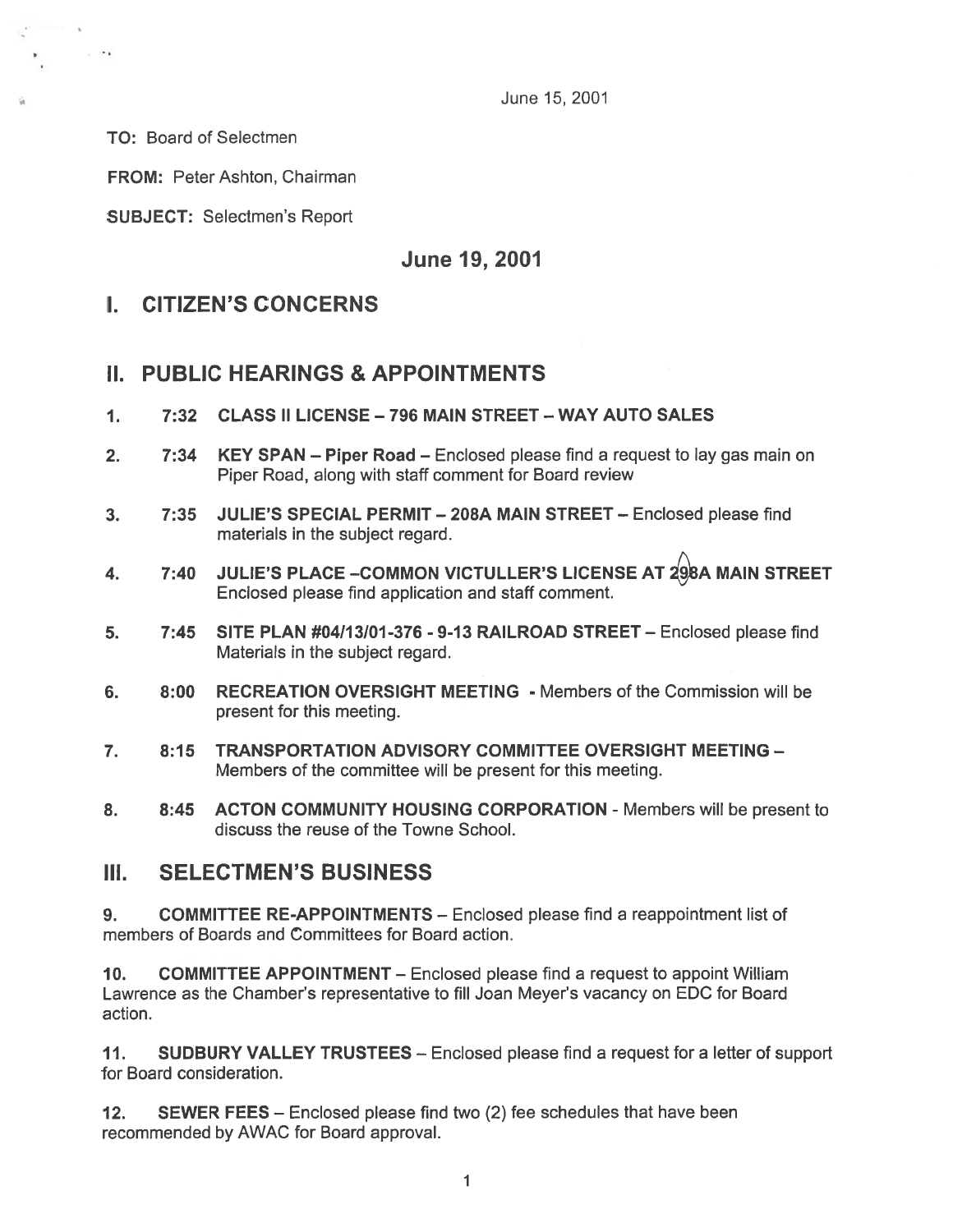June 15, 2001

**TO:** Board of Selectmen

**FROM:** Peter Ashton, Chairman

**SUBJECT:** Selectmen's Report

## June 19, 2001

# I. CITIZEN'S CONCERNS

# II. PUBLIC HEARINGS & APPOINTMENTS

1. **7:32 CLASS II LICENSE – 796 MAIN STREET – WAY AUTO SALES**

2. **7:34 KEY SPAN – Piper Road** – Enclosed please find a request to lay gas main on Piper Road, along with staff comment for Board review

3. **7:35 JULIE'S SPECIAL PERMIT – 208A MAIN STREET** – Enclosed please find materials in the subject regard.

4. **7:40 JULIE'S PLACE –COMMON VICTULLER'S LICENSE AT 298A MAIN STREET** Enclosed please find application and staff comment.

5. **7:45 SITE PLAN #04/13/01-376 - 9-13 RAILROAD STREET** – Enclosed please find Materials in the subject regard.

6. **8:00 RECREATION OVERSIGHT MEETING** - Members of the Commission will be present for this meeting.

7. **8:15 TRANSPORTATION ADVISORY COMMITTEE OVERSIGHT MEETING** – Members of the committee will be present for this meeting.

8. **8:45 ACTON COMMUNITY HOUSING CORPORATION** - Members will be present to discuss the reuse of the Towne School.

# III. SELECTMEN'S BUSINESS

9. **COMMITTEE RE-APPOINTMENTS** – Enclosed please find a reappointment list of members of Boards and Committees for Board action.

10. **COMMITTEE APPOINTMENT** – Enclosed please find a request to appoint William Lawrence as the Chamber's representative to fill Joan Meyer's vacancy on EDC for Board action.

11. **SUDBURY VALLEY TRUSTEES** – Enclosed please find a request for a letter of support for Board consideration.

12. **SEWER FEES** – Enclosed please find two (2) fee schedules that have been recommended by AWAC for Board approval.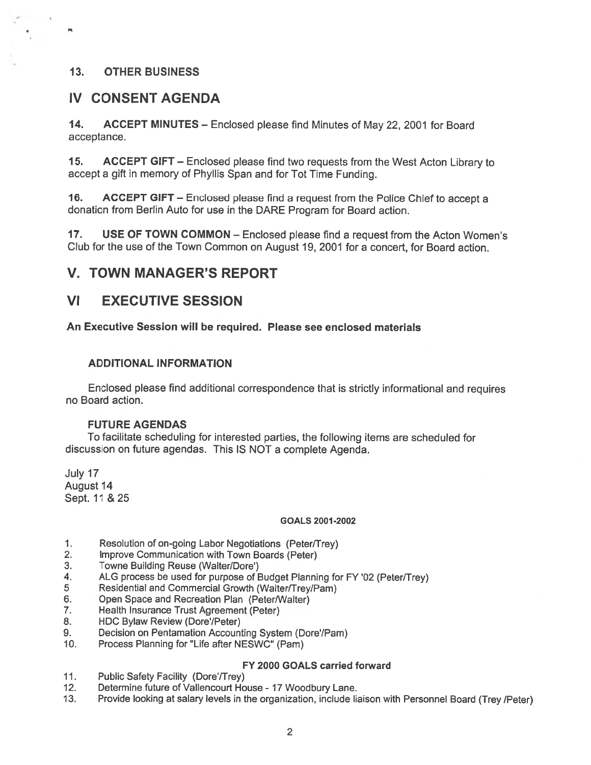**13. OTHER BUSINESS**

## IV CONSENT AGENDA

**14. ACCEPT MINUTES** – Enclosed please find Minutes of May 22, 2001 for Board acceptance.

**15. ACCEPT GIFT** – Enclosed please find two requests from the West Acton Library to accept a gift in memory of Phyllis Span and for Tot Time Funding.

**16. ACCEPT GIFT** – Enclosed please find a request from the Police Chief to accept a donation from Berlin Auto for use in the DARE Program for Board action.

**17. USE OF TOWN COMMON** – Enclosed please find a request from the Acton Women's Club for the use of the Town Common on August 19, 2001 for a concert, for Board action.

## V. TOWN MANAGER'S REPORT

## VI EXECUTIVE SESSION

**An Executive Session will be required. Please see enclosed materials**

### ADDITIONAL INFORMATION

Enclosed please find additional correspondence that is strictly informational and requires no Board action.

### FUTURE AGENDAS

To facilitate scheduling for interested parties, the following items are scheduled for discussion on future agendas. This IS NOT a complete Agenda.

July 17
August 14
Sept. 11 & 25

**GOALS 2001-2002**

1. Resolution of on-going Labor Negotiations (Peter/Trey)
2. Improve Communication with Town Boards (Peter)
3. Towne Building Reuse (Walter/Dore')
4. ALG process be used for purpose of Budget Planning for FY '02 (Peter/Trey)
5. Residential and Commercial Growth (Walter/Trey/Pam)
6. Open Space and Recreation Plan (Peter/Walter)
7. Health Insurance Trust Agreement (Peter)
8. HDC Bylaw Review (Dore'/Peter)
9. Decision on Pentamation Accounting System (Dore'/Pam)
10. Process Planning for "Life after NESWC" (Pam)

**FY 2000 GOALS carried forward**

11. Public Safety Facility (Dore'/Trey)
12. Determine future of Vallencourt House - 17 Woodbury Lane.
13. Provide looking at salary levels in the organization, include liaison with Personnel Board (Trey /Peter)